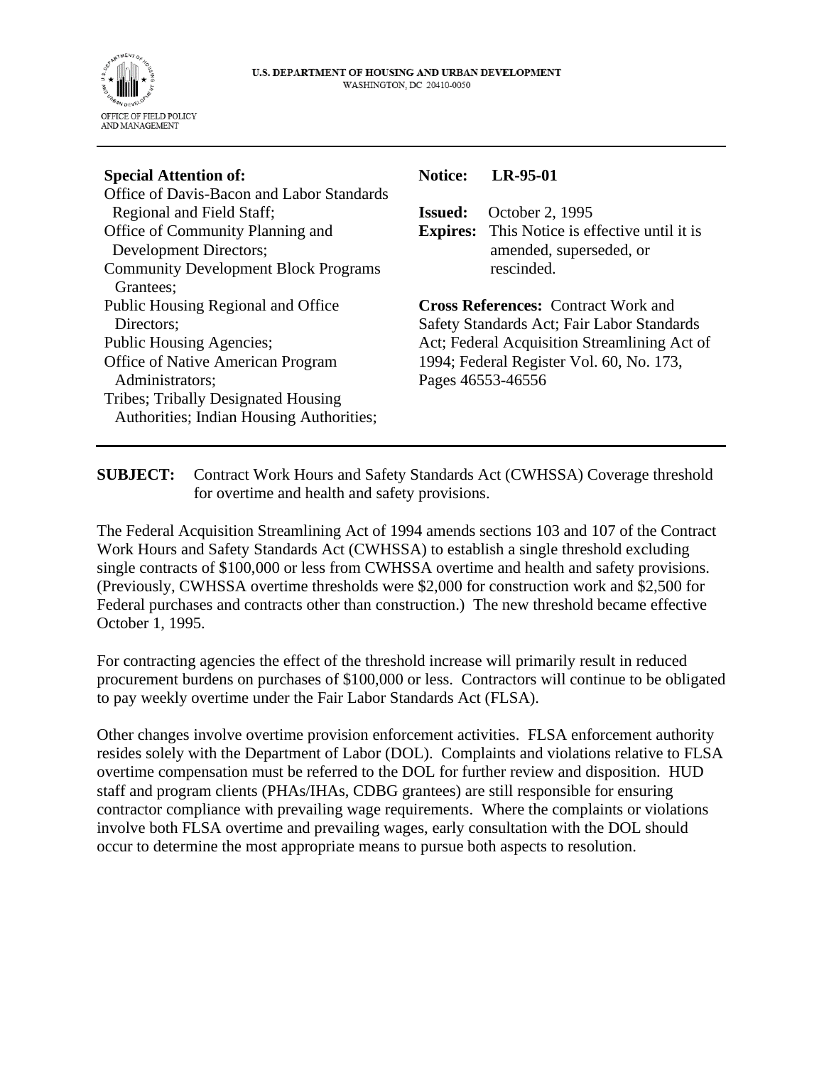U.S. DEPARTMENT OF HOUSING AND URBAN DEVELOPMENT
WASHINGTON, DC 20410-0050

OFFICE OF FIELD POLICY AND MANAGEMENT

---

**Special Attention of:**
Office of Davis-Bacon and Labor Standards Regional and Field Staff;
Office of Community Planning and Development Directors;
Community Development Block Programs Grantees;
Public Housing Regional and Office Directors;
Public Housing Agencies;
Office of Native American Program Administrators;
Tribes; Tribally Designated Housing Authorities; Indian Housing Authorities;

**Notice: LR-95-01**

**Issued:** October 2, 1995
**Expires:** This Notice is effective until it is amended, superseded, or rescinded.

**Cross References:** Contract Work and Safety Standards Act; Fair Labor Standards Act; Federal Acquisition Streamlining Act of 1994; Federal Register Vol. 60, No. 173, Pages 46553-46556

---

**SUBJECT:** Contract Work Hours and Safety Standards Act (CWHSSA) Coverage threshold for overtime and health and safety provisions.

The Federal Acquisition Streamlining Act of 1994 amends sections 103 and 107 of the Contract Work Hours and Safety Standards Act (CWHSSA) to establish a single threshold excluding single contracts of $100,000 or less from CWHSSA overtime and health and safety provisions. (Previously, CWHSSA overtime thresholds were $2,000 for construction work and $2,500 for Federal purchases and contracts other than construction.) The new threshold became effective October 1, 1995.

For contracting agencies the effect of the threshold increase will primarily result in reduced procurement burdens on purchases of $100,000 or less. Contractors will continue to be obligated to pay weekly overtime under the Fair Labor Standards Act (FLSA).

Other changes involve overtime provision enforcement activities. FLSA enforcement authority resides solely with the Department of Labor (DOL). Complaints and violations relative to FLSA overtime compensation must be referred to the DOL for further review and disposition. HUD staff and program clients (PHAs/IHAs, CDBG grantees) are still responsible for ensuring contractor compliance with prevailing wage requirements. Where the complaints or violations involve both FLSA overtime and prevailing wages, early consultation with the DOL should occur to determine the most appropriate means to pursue both aspects to resolution.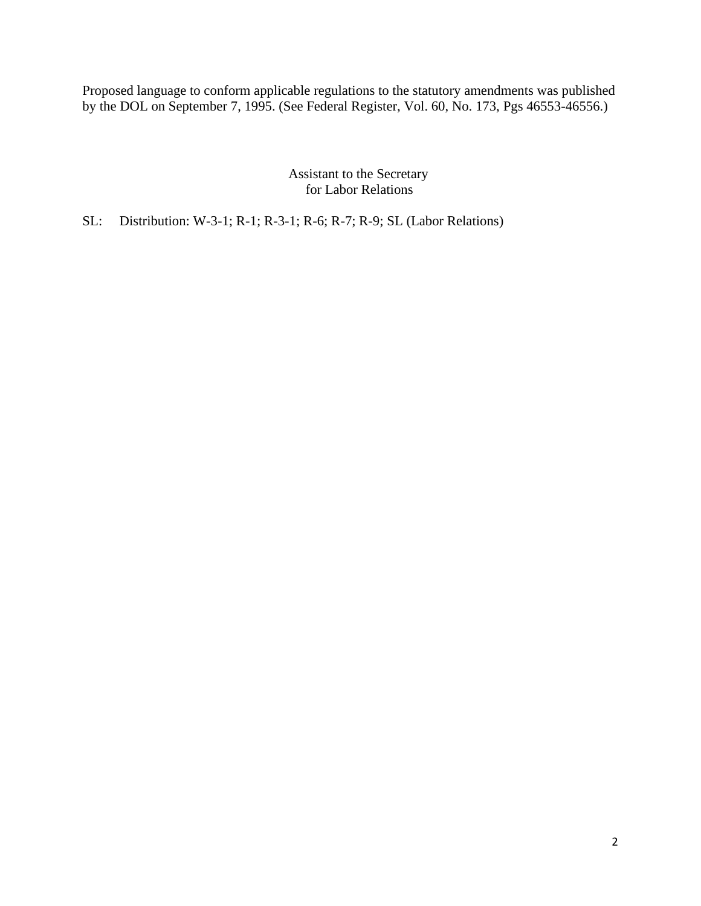Proposed language to conform applicable regulations to the statutory amendments was published by the DOL on September 7, 1995. (See Federal Register, Vol. 60, No. 173, Pgs 46553-46556.)

Assistant to the Secretary
for Labor Relations

SL: Distribution: W-3-1; R-1; R-3-1; R-6; R-7; R-9; SL (Labor Relations)